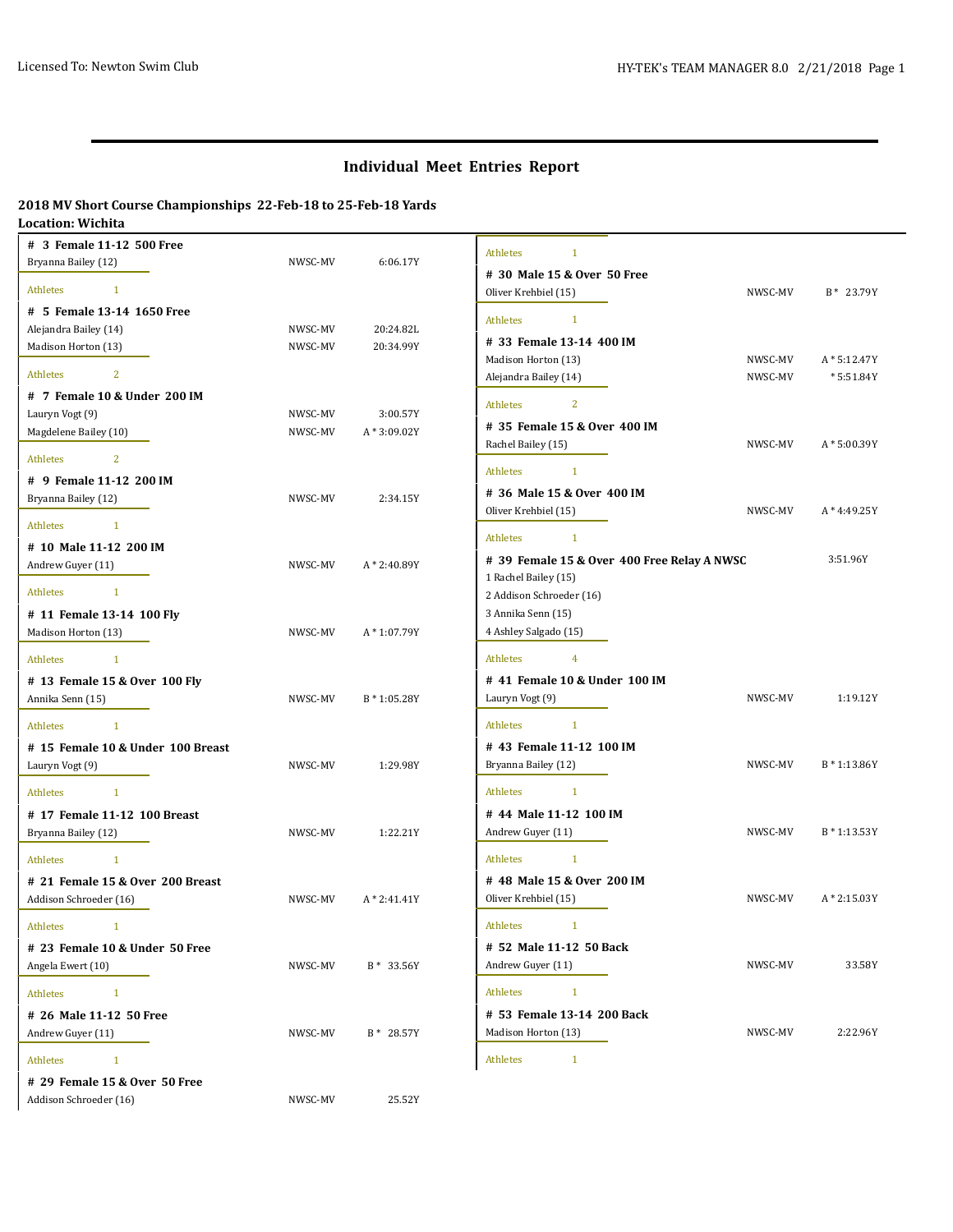## Individual Meet Entries Report

**2018 MV Short Course Championships 22-Feb-18 to 25-Feb-18 Yards**
**Location: Wichita**

**# 3 Female 11-12 500 Free**

| | | |
|---|---|---|
| Bryanna Bailey (12) | NWSC-MV | 6:06.17Y |

Athletes 1

**# 5 Female 13-14 1650 Free**

| | | |
|---|---|---|
| Alejandra Bailey (14) | NWSC-MV | 20:24.82L |
| Madison Horton (13) | NWSC-MV | 20:34.99Y |

Athletes 2

**# 7 Female 10 & Under 200 IM**

| | | |
|---|---|---|
| Lauryn Vogt (9) | NWSC-MV | 3:00.57Y |
| Magdelene Bailey (10) | NWSC-MV | A * 3:09.02Y |

Athletes 2

**# 9 Female 11-12 200 IM**

| | | |
|---|---|---|
| Bryanna Bailey (12) | NWSC-MV | 2:34.15Y |

Athletes 1

**# 10 Male 11-12 200 IM**

| | | |
|---|---|---|
| Andrew Guyer (11) | NWSC-MV | A * 2:40.89Y |

Athletes 1

**# 11 Female 13-14 100 Fly**

| | | |
|---|---|---|
| Madison Horton (13) | NWSC-MV | A * 1:07.79Y |

Athletes 1

**# 13 Female 15 & Over 100 Fly**

| | | |
|---|---|---|
| Annika Senn (15) | NWSC-MV | B * 1:05.28Y |

Athletes 1

**# 15 Female 10 & Under 100 Breast**

| | | |
|---|---|---|
| Lauryn Vogt (9) | NWSC-MV | 1:29.98Y |

Athletes 1

**# 17 Female 11-12 100 Breast**

| | | |
|---|---|---|
| Bryanna Bailey (12) | NWSC-MV | 1:22.21Y |

Athletes 1

**# 21 Female 15 & Over 200 Breast**

| | | |
|---|---|---|
| Addison Schroeder (16) | NWSC-MV | A * 2:41.41Y |

Athletes 1

**# 23 Female 10 & Under 50 Free**

| | | |
|---|---|---|
| Angela Ewert (10) | NWSC-MV | B * 33.56Y |

Athletes 1

**# 26 Male 11-12 50 Free**

| | | |
|---|---|---|
| Andrew Guyer (11) | NWSC-MV | B * 28.57Y |

Athletes 1

**# 29 Female 15 & Over 50 Free**

| | | |
|---|---|---|
| Addison Schroeder (16) | NWSC-MV | 25.52Y |

Athletes 1

**# 30 Male 15 & Over 50 Free**

| | | |
|---|---|---|
| Oliver Krehbiel (15) | NWSC-MV | B * 23.79Y |

Athletes 1

**# 33 Female 13-14 400 IM**

| | | |
|---|---|---|
| Madison Horton (13) | NWSC-MV | A * 5:12.47Y |
| Alejandra Bailey (14) | NWSC-MV | * 5:51.84Y |

Athletes 2

**# 35 Female 15 & Over 400 IM**

| | | |
|---|---|---|
| Rachel Bailey (15) | NWSC-MV | A * 5:00.39Y |

Athletes 1

**# 36 Male 15 & Over 400 IM**

| | | |
|---|---|---|
| Oliver Krehbiel (15) | NWSC-MV | A * 4:49.25Y |

Athletes 1

**# 39 Female 15 & Over 400 Free Relay A NWSC** 3:51.96Y

1 Rachel Bailey (15)
2 Addison Schroeder (16)
3 Annika Senn (15)
4 Ashley Salgado (15)

Athletes 4

**# 41 Female 10 & Under 100 IM**

| | | |
|---|---|---|
| Lauryn Vogt (9) | NWSC-MV | 1:19.12Y |

Athletes 1

**# 43 Female 11-12 100 IM**

| | | |
|---|---|---|
| Bryanna Bailey (12) | NWSC-MV | B * 1:13.86Y |

Athletes 1

**# 44 Male 11-12 100 IM**

| | | |
|---|---|---|
| Andrew Guyer (11) | NWSC-MV | B * 1:13.53Y |

Athletes 1

**# 48 Male 15 & Over 200 IM**

| | | |
|---|---|---|
| Oliver Krehbiel (15) | NWSC-MV | A * 2:15.03Y |

Athletes 1

**# 52 Male 11-12 50 Back**

| | | |
|---|---|---|
| Andrew Guyer (11) | NWSC-MV | 33.58Y |

Athletes 1

**# 53 Female 13-14 200 Back**

| | | |
|---|---|---|
| Madison Horton (13) | NWSC-MV | 2:22.96Y |

Athletes 1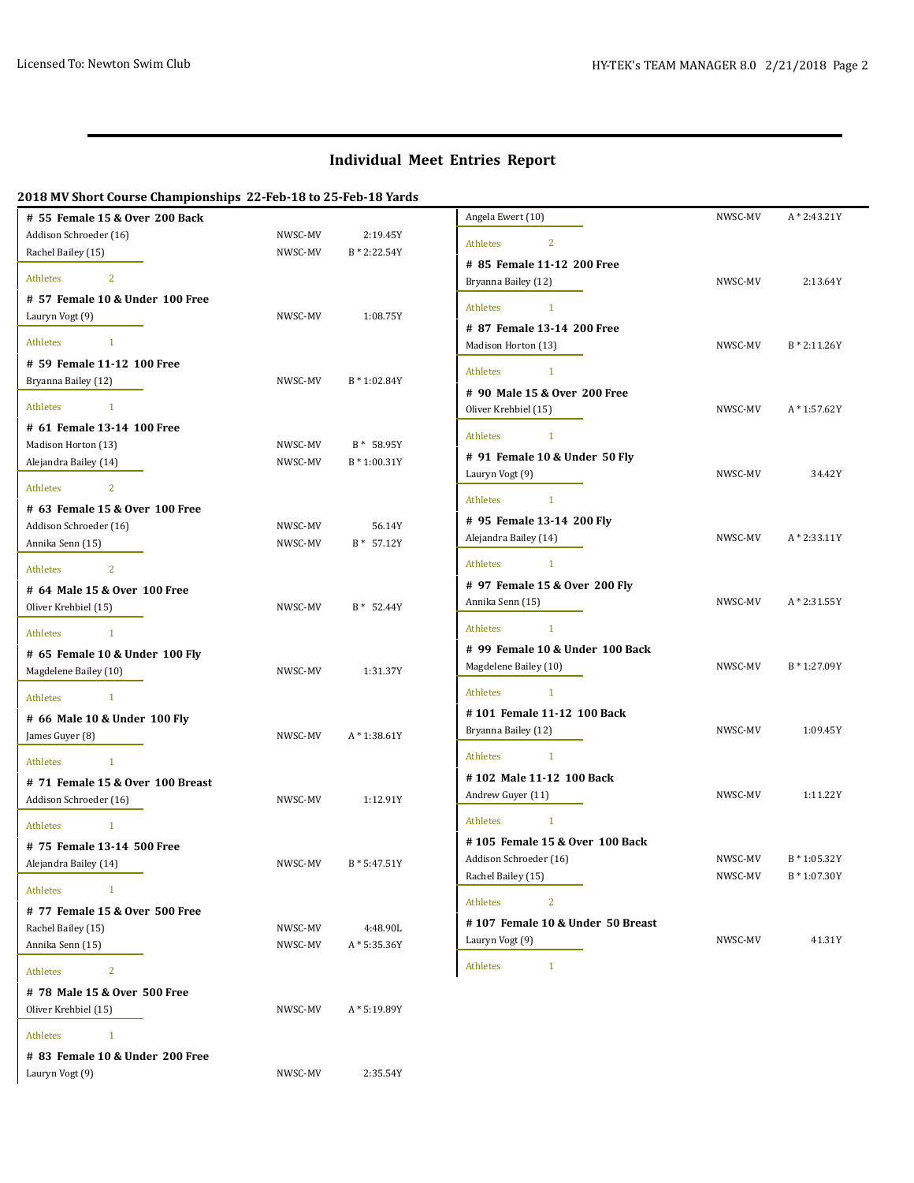Licensed To: Newton Swim Club

HY-TEK's TEAM MANAGER 8.0 2/21/2018

## Individual Meet Entries Report

**2018 MV Short Course Championships 22-Feb-18 to 25-Feb-18 Yards**

**# 55 Female 15 & Over 200 Back**

| | | |
|---|---|---|
| Addison Schroeder (16) | NWSC-MV | 2:19.45Y |
| Rachel Bailey (15) | NWSC-MV | B * 2:22.54Y |

Athletes 2

**# 57 Female 10 & Under 100 Free**

| | | |
|---|---|---|
| Lauryn Vogt (9) | NWSC-MV | 1:08.75Y |

Athletes 1

**# 59 Female 11-12 100 Free**

| | | |
|---|---|---|
| Bryanna Bailey (12) | NWSC-MV | B * 1:02.84Y |

Athletes 1

**# 61 Female 13-14 100 Free**

| | | |
|---|---|---|
| Madison Horton (13) | NWSC-MV | B * 58.95Y |
| Alejandra Bailey (14) | NWSC-MV | B * 1:00.31Y |

Athletes 2

**# 63 Female 15 & Over 100 Free**

| | | |
|---|---|---|
| Addison Schroeder (16) | NWSC-MV | 56.14Y |
| Annika Senn (15) | NWSC-MV | B * 57.12Y |

Athletes 2

**# 64 Male 15 & Over 100 Free**

| | | |
|---|---|---|
| Oliver Krehbiel (15) | NWSC-MV | B * 52.44Y |

Athletes 1

**# 65 Female 10 & Under 100 Fly**

| | | |
|---|---|---|
| Magdelene Bailey (10) | NWSC-MV | 1:31.37Y |

Athletes 1

**# 66 Male 10 & Under 100 Fly**

| | | |
|---|---|---|
| James Guyer (8) | NWSC-MV | A * 1:38.61Y |

Athletes 1

**# 71 Female 15 & Over 100 Breast**

| | | |
|---|---|---|
| Addison Schroeder (16) | NWSC-MV | 1:12.91Y |

Athletes 1

**# 75 Female 13-14 500 Free**

| | | |
|---|---|---|
| Alejandra Bailey (14) | NWSC-MV | B * 5:47.51Y |

Athletes 1

**# 77 Female 15 & Over 500 Free**

| | | |
|---|---|---|
| Rachel Bailey (15) | NWSC-MV | 4:48.90L |
| Annika Senn (15) | NWSC-MV | A * 5:35.36Y |

Athletes 2

**# 78 Male 15 & Over 500 Free**

| | | |
|---|---|---|
| Oliver Krehbiel (15) | NWSC-MV | A * 5:19.89Y |

Athletes 1

**# 83 Female 10 & Under 200 Free**

| | | |
|---|---|---|
| Lauryn Vogt (9) | NWSC-MV | 2:35.54Y |
| Angela Ewert (10) | NWSC-MV | A * 2:43.21Y |

Athletes 2

**# 85 Female 11-12 200 Free**

| | | |
|---|---|---|
| Bryanna Bailey (12) | NWSC-MV | 2:13.64Y |

Athletes 1

**# 87 Female 13-14 200 Free**

| | | |
|---|---|---|
| Madison Horton (13) | NWSC-MV | B * 2:11.26Y |

Athletes 1

**# 90 Male 15 & Over 200 Free**

| | | |
|---|---|---|
| Oliver Krehbiel (15) | NWSC-MV | A * 1:57.62Y |

Athletes 1

**# 91 Female 10 & Under 50 Fly**

| | | |
|---|---|---|
| Lauryn Vogt (9) | NWSC-MV | 34.42Y |

Athletes 1

**# 95 Female 13-14 200 Fly**

| | | |
|---|---|---|
| Alejandra Bailey (14) | NWSC-MV | A * 2:33.11Y |

Athletes 1

**# 97 Female 15 & Over 200 Fly**

| | | |
|---|---|---|
| Annika Senn (15) | NWSC-MV | A * 2:31.55Y |

Athletes 1

**# 99 Female 10 & Under 100 Back**

| | | |
|---|---|---|
| Magdelene Bailey (10) | NWSC-MV | B * 1:27.09Y |

Athletes 1

**# 101 Female 11-12 100 Back**

| | | |
|---|---|---|
| Bryanna Bailey (12) | NWSC-MV | 1:09.45Y |

Athletes 1

**# 102 Male 11-12 100 Back**

| | | |
|---|---|---|
| Andrew Guyer (11) | NWSC-MV | 1:11.22Y |

Athletes 1

**# 105 Female 15 & Over 100 Back**

| | | |
|---|---|---|
| Addison Schroeder (16) | NWSC-MV | B * 1:05.32Y |
| Rachel Bailey (15) | NWSC-MV | B * 1:07.30Y |

Athletes 2

**# 107 Female 10 & Under 50 Breast**

| | | |
|---|---|---|
| Lauryn Vogt (9) | NWSC-MV | 41.31Y |

Athletes 1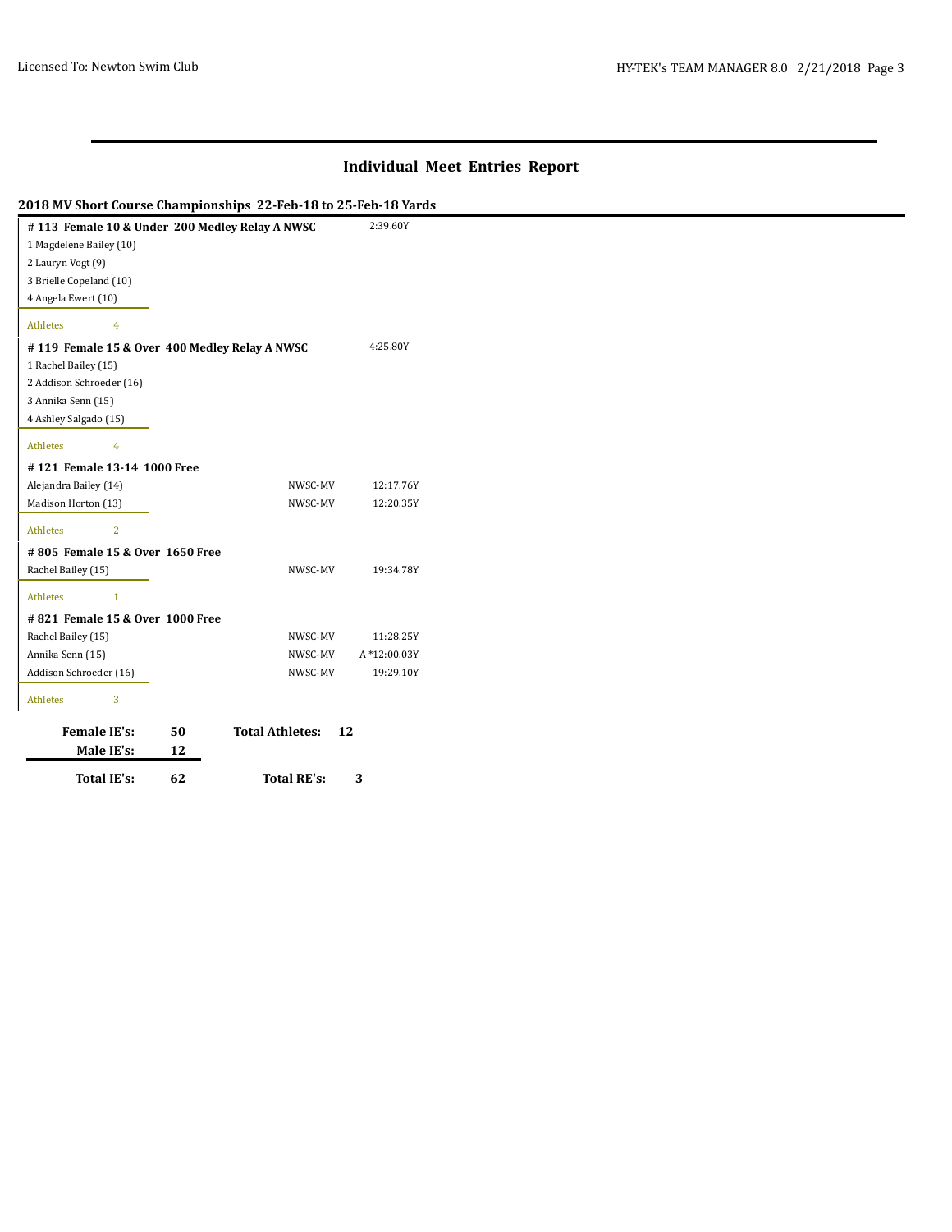## Individual Meet Entries Report

### 2018 MV Short Course Championships 22-Feb-18 to 25-Feb-18 Yards

**# 113 Female 10 & Under 200 Medley Relay A NWSC** 2:39.60Y

1 Magdelene Bailey (10)
2 Lauryn Vogt (9)
3 Brielle Copeland (10)
4 Angela Ewert (10)

Athletes 4

**# 119 Female 15 & Over 400 Medley Relay A NWSC** 4:25.80Y

1 Rachel Bailey (15)
2 Addison Schroeder (16)
3 Annika Senn (15)
4 Ashley Salgado (15)

Athletes 4

**# 121 Female 13-14 1000 Free**

| | | |
|---|---|---|
| Alejandra Bailey (14) | NWSC-MV | 12:17.76Y |
| Madison Horton (13) | NWSC-MV | 12:20.35Y |

Athletes 2

**# 805 Female 15 & Over 1650 Free**

| | | |
|---|---|---|
| Rachel Bailey (15) | NWSC-MV | 19:34.78Y |

Athletes 1

**# 821 Female 15 & Over 1000 Free**

| | | |
|---|---|---|
| Rachel Bailey (15) | NWSC-MV | 11:28.25Y |
| Annika Senn (15) | NWSC-MV | A *12:00.03Y |
| Addison Schroeder (16) | NWSC-MV | 19:29.10Y |

Athletes 3

| | | | |
|---|---|---|---|
| **Female IE's:** | **50** | **Total Athletes:** | **12** |
| **Male IE's:** | **12** | | |
| **Total IE's:** | **62** | **Total RE's:** | **3** |